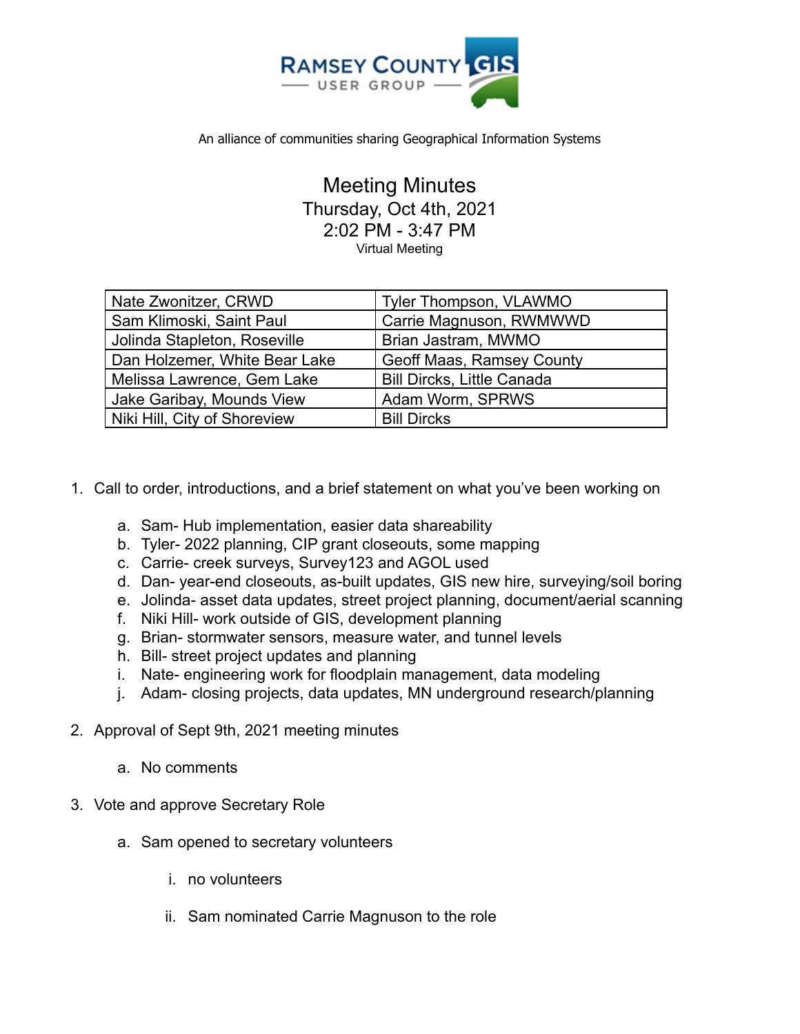RAMSEY COUNTY GIS

USER GROUP

An alliance of communities sharing Geographical Information Systems

# Meeting Minutes

Thursday, Oct 4th, 2021

2:02 PM - 3:47 PM

Virtual Meeting

| | |
|---|---|
| Nate Zwonitzer, CRWD | Tyler Thompson, VLAWMO |
| Sam Klimoski, Saint Paul | Carrie Magnuson, RWMWWD |
| Jolinda Stapleton, Roseville | Brian Jastram, MWMO |
| Dan Holzemer, White Bear Lake | Geoff Maas, Ramsey County |
| Melissa Lawrence, Gem Lake | Bill Dircks, Little Canada |
| Jake Garibay, Mounds View | Adam Worm, SPRWS |
| Niki Hill, City of Shoreview | Bill Dircks |

1. Call to order, introductions, and a brief statement on what you've been working on
   a. Sam- Hub implementation, easier data shareability
   b. Tyler- 2022 planning, CIP grant closeouts, some mapping
   c. Carrie- creek surveys, Survey123 and AGOL used
   d. Dan- year-end closeouts, as-built updates, GIS new hire, surveying/soil boring
   e. Jolinda- asset data updates, street project planning, document/aerial scanning
   f. Niki Hill- work outside of GIS, development planning
   g. Brian- stormwater sensors, measure water, and tunnel levels
   h. Bill- street project updates and planning
   i. Nate- engineering work for floodplain management, data modeling
   j. Adam- closing projects, data updates, MN underground research/planning
2. Approval of Sept 9th, 2021 meeting minutes
   a. No comments
3. Vote and approve Secretary Role
   a. Sam opened to secretary volunteers
      i. no volunteers
      ii. Sam nominated Carrie Magnuson to the role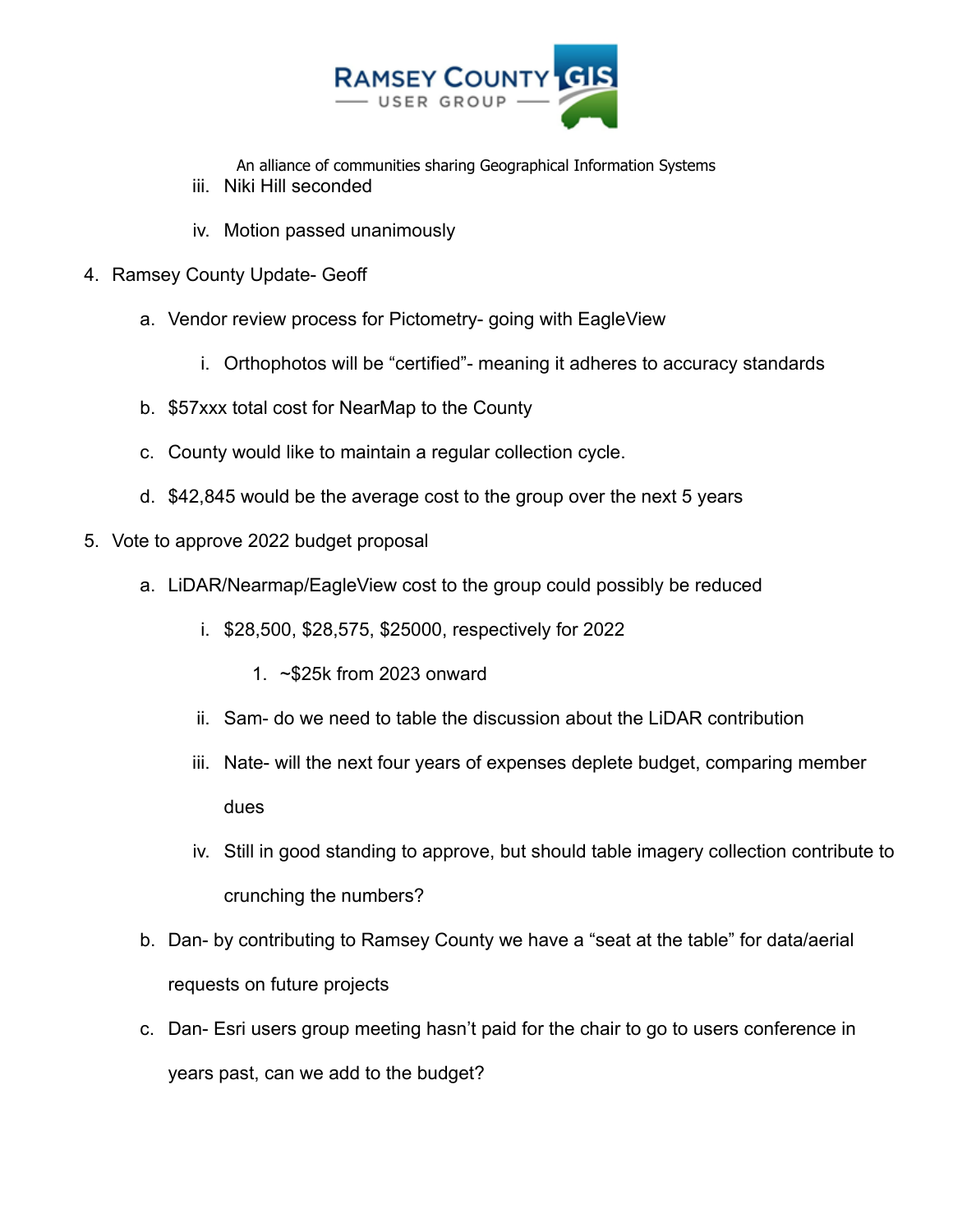iii. Niki Hill seconded

iv. Motion passed unanimously

4. Ramsey County Update- Geoff
   a. Vendor review process for Pictometry- going with EagleView
      i. Orthophotos will be "certified"- meaning it adheres to accuracy standards
   b. $57xxx total cost for NearMap to the County
   c. County would like to maintain a regular collection cycle.
   d. $42,845 would be the average cost to the group over the next 5 years
5. Vote to approve 2022 budget proposal
   a. LiDAR/Nearmap/EagleView cost to the group could possibly be reduced
      i. $28,500, $28,575, $25000, respectively for 2022
         1. ~$25k from 2023 onward
      ii. Sam- do we need to table the discussion about the LiDAR contribution
      iii. Nate- will the next four years of expenses deplete budget, comparing member dues
      iv. Still in good standing to approve, but should table imagery collection contribute to crunching the numbers?
   b. Dan- by contributing to Ramsey County we have a "seat at the table" for data/aerial requests on future projects
   c. Dan- Esri users group meeting hasn't paid for the chair to go to users conference in years past, can we add to the budget?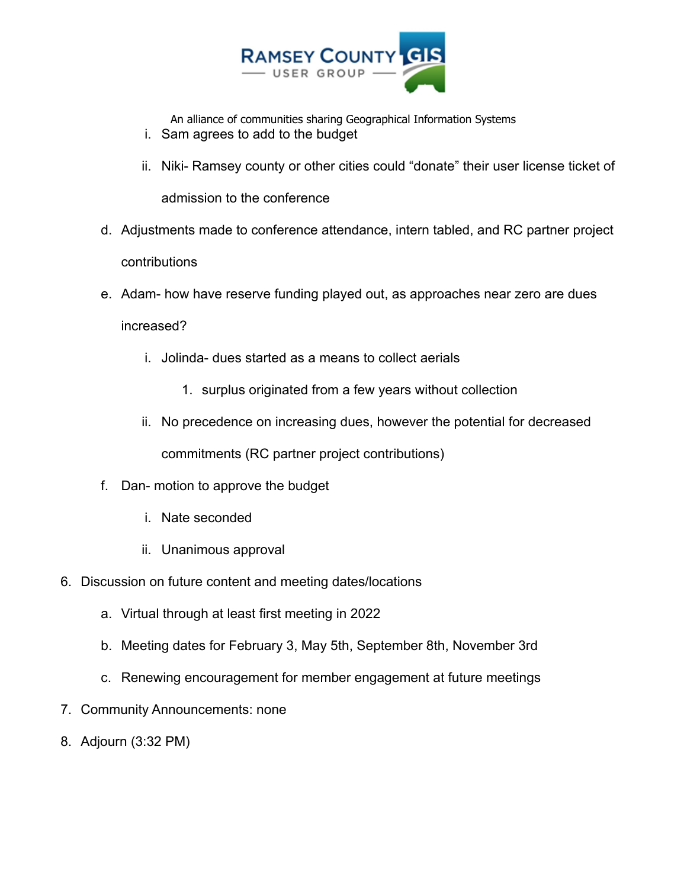An alliance of communities sharing Geographical Information Systems

        i. Sam agrees to add to the budget
        ii. Niki- Ramsey county or other cities could “donate” their user license ticket of admission to the conference

    d. Adjustments made to conference attendance, intern tabled, and RC partner project contributions
    e. Adam- how have reserve funding played out, as approaches near zero are dues increased?
        i. Jolinda- dues started as a means to collect aerials
            1. surplus originated from a few years without collection
        ii. No precedence on increasing dues, however the potential for decreased commitments (RC partner project contributions)
    f. Dan- motion to approve the budget
        i. Nate seconded
        ii. Unanimous approval

6. Discussion on future content and meeting dates/locations
    a. Virtual through at least first meeting in 2022
    b. Meeting dates for February 3, May 5th, September 8th, November 3rd
    c. Renewing encouragement for member engagement at future meetings
7. Community Announcements: none
8. Adjourn (3:32 PM)